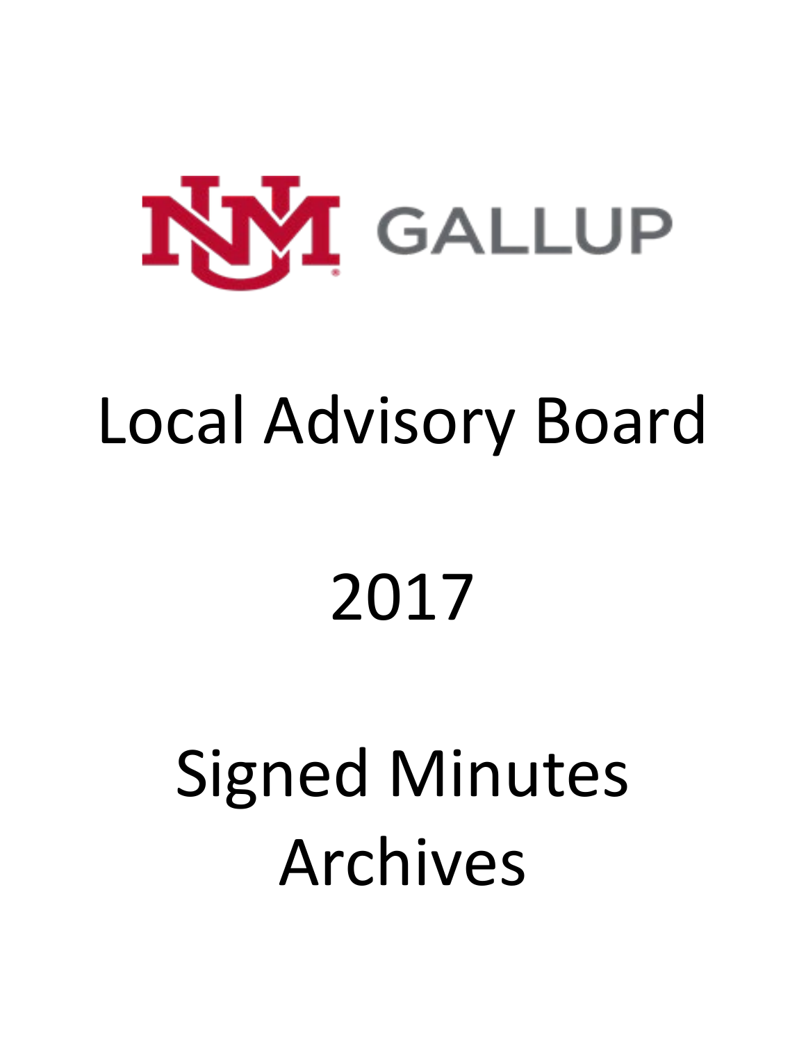UNM GALLUP

# Local Advisory Board

# 2017

# Signed Minutes Archives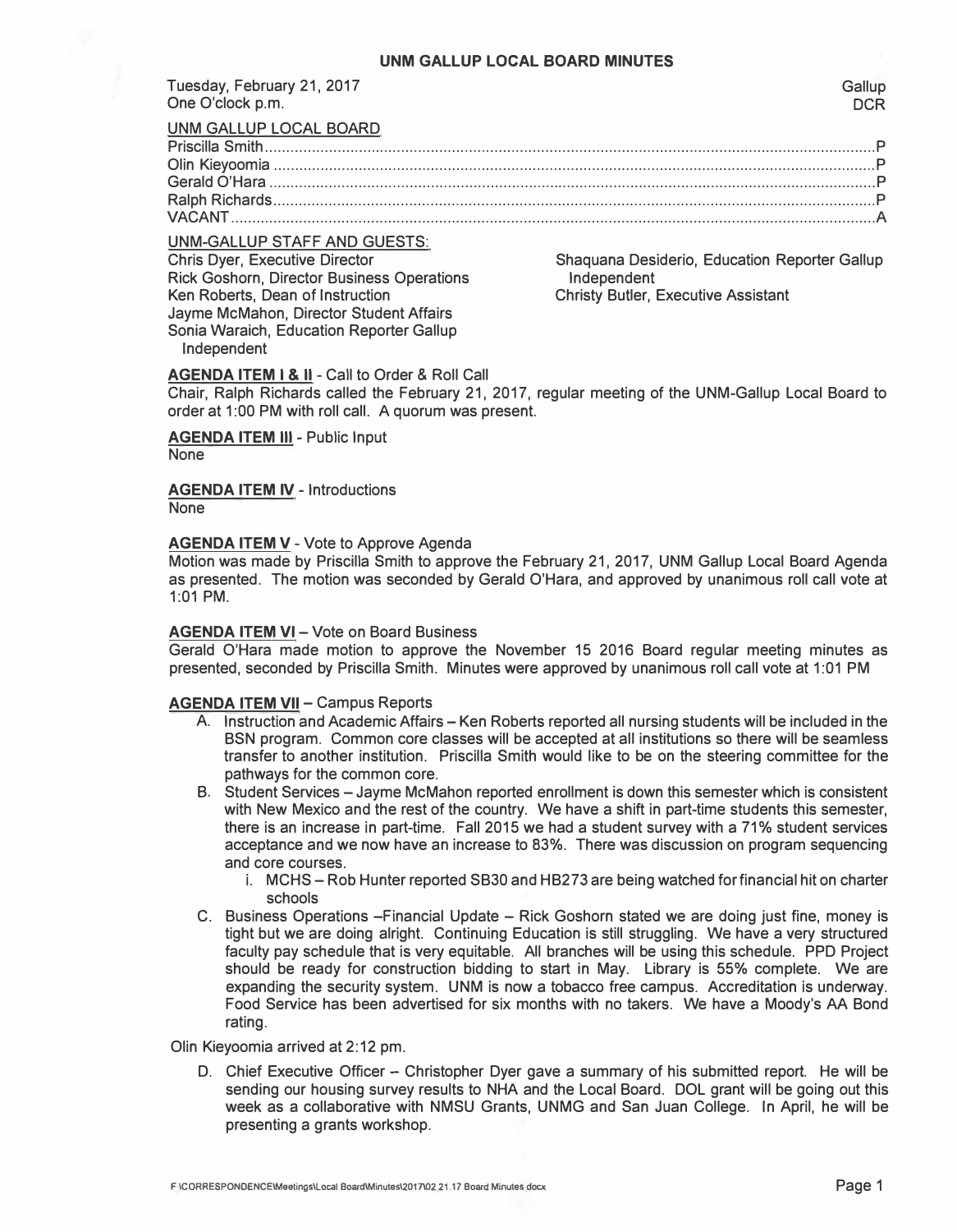# UNM GALLUP LOCAL BOARD MINUTES

Tuesday, February 21, 2017 — Gallup
One O'clock p.m. — DCR

UNM GALLUP LOCAL BOARD

| | |
|---|---|
| Priscilla Smith | P |
| Olin Kieyoomia | P |
| Gerald O'Hara | P |
| Ralph Richards | P |
| VACANT | A |

UNM-GALLUP STAFF AND GUESTS:

Chris Dyer, Executive Director
Rick Goshorn, Director Business Operations
Ken Roberts, Dean of Instruction
Jayme McMahon, Director Student Affairs
Sonia Waraich, Education Reporter Gallup Independent
Shaquana Desiderio, Education Reporter Gallup Independent
Christy Butler, Executive Assistant

**AGENDA ITEM I & II** - Call to Order & Roll Call
Chair, Ralph Richards called the February 21, 2017, regular meeting of the UNM-Gallup Local Board to order at 1:00 PM with roll call. A quorum was present.

**AGENDA ITEM III** - Public Input
None

**AGENDA ITEM IV** - Introductions
None

**AGENDA ITEM V** - Vote to Approve Agenda
Motion was made by Priscilla Smith to approve the February 21, 2017, UNM Gallup Local Board Agenda as presented. The motion was seconded by Gerald O'Hara, and approved by unanimous roll call vote at 1:01 PM.

**AGENDA ITEM VI** – Vote on Board Business
Gerald O'Hara made motion to approve the November 15 2016 Board regular meeting minutes as presented, seconded by Priscilla Smith. Minutes were approved by unanimous roll call vote at 1:01 PM

**AGENDA ITEM VII** – Campus Reports

A. Instruction and Academic Affairs – Ken Roberts reported all nursing students will be included in the BSN program. Common core classes will be accepted at all institutions so there will be seamless transfer to another institution. Priscilla Smith would like to be on the steering committee for the pathways for the common core.
B. Student Services – Jayme McMahon reported enrollment is down this semester which is consistent with New Mexico and the rest of the country. We have a shift in part-time students this semester, there is an increase in part-time. Fall 2015 we had a student survey with a 71% student services acceptance and we now have an increase to 83%. There was discussion on program sequencing and core courses.
    i. MCHS – Rob Hunter reported SB30 and HB273 are being watched for financial hit on charter schools
C. Business Operations –Financial Update – Rick Goshorn stated we are doing just fine, money is tight but we are doing alright. Continuing Education is still struggling. We have a very structured faculty pay schedule that is very equitable. All branches will be using this schedule. PPD Project should be ready for construction bidding to start in May. Library is 55% complete. We are expanding the security system. UNM is now a tobacco free campus. Accreditation is underway. Food Service has been advertised for six months with no takers. We have a Moody's AA Bond rating.

Olin Kieyoomia arrived at 2:12 pm.

D. Chief Executive Officer – Christopher Dyer gave a summary of his submitted report. He will be sending our housing survey results to NHA and the Local Board. DOL grant will be going out this week as a collaborative with NMSU Grants, UNMG and San Juan College. In April, he will be presenting a grants workshop.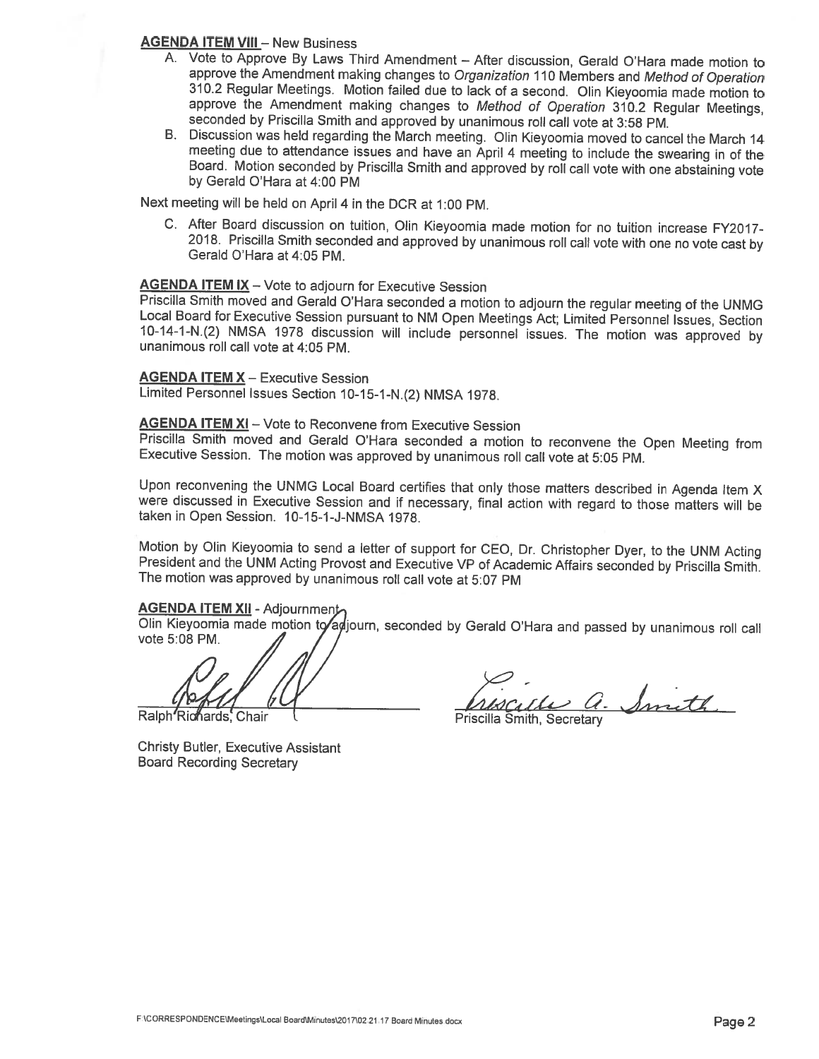**AGENDA ITEM VIII** – New Business

A. Vote to Approve By Laws Third Amendment – After discussion, Gerald O'Hara made motion to approve the Amendment making changes to *Organization* 110 Members and *Method of Operation* 310.2 Regular Meetings. Motion failed due to lack of a second. Olin Kieyoomia made motion to approve the Amendment making changes to *Method of Operation* 310.2 Regular Meetings, seconded by Priscilla Smith and approved by unanimous roll call vote at 3:58 PM.

B. Discussion was held regarding the March meeting. Olin Kieyoomia moved to cancel the March 14 meeting due to attendance issues and have an April 4 meeting to include the swearing in of the Board. Motion seconded by Priscilla Smith and approved by roll call vote with one abstaining vote by Gerald O'Hara at 4:00 PM

Next meeting will be held on April 4 in the DCR at 1:00 PM.

C. After Board discussion on tuition, Olin Kieyoomia made motion for no tuition increase FY2017-2018. Priscilla Smith seconded and approved by unanimous roll call vote with one no vote cast by Gerald O'Hara at 4:05 PM.

**AGENDA ITEM IX** – Vote to adjourn for Executive Session

Priscilla Smith moved and Gerald O'Hara seconded a motion to adjourn the regular meeting of the UNMG Local Board for Executive Session pursuant to NM Open Meetings Act; Limited Personnel Issues, Section 10-14-1-N.(2) NMSA 1978 discussion will include personnel issues. The motion was approved by unanimous roll call vote at 4:05 PM.

**AGENDA ITEM X** – Executive Session

Limited Personnel Issues Section 10-15-1-N.(2) NMSA 1978.

**AGENDA ITEM XI** – Vote to Reconvene from Executive Session

Priscilla Smith moved and Gerald O'Hara seconded a motion to reconvene the Open Meeting from Executive Session. The motion was approved by unanimous roll call vote at 5:05 PM.

Upon reconvening the UNMG Local Board certifies that only those matters described in Agenda Item X were discussed in Executive Session and if necessary, final action with regard to those matters will be taken in Open Session. 10-15-1-J-NMSA 1978.

Motion by Olin Kieyoomia to send a letter of support for CEO, Dr. Christopher Dyer, to the UNM Acting President and the UNM Acting Provost and Executive VP of Academic Affairs seconded by Priscilla Smith. The motion was approved by unanimous roll call vote at 5:07 PM

**AGENDA ITEM XII** - Adjournment

Olin Kieyoomia made motion to adjourn, seconded by Gerald O'Hara and passed by unanimous roll call vote 5:08 PM.

Ralph Richards, Chair

Priscilla Smith, Secretary

Christy Butler, Executive Assistant
Board Recording Secretary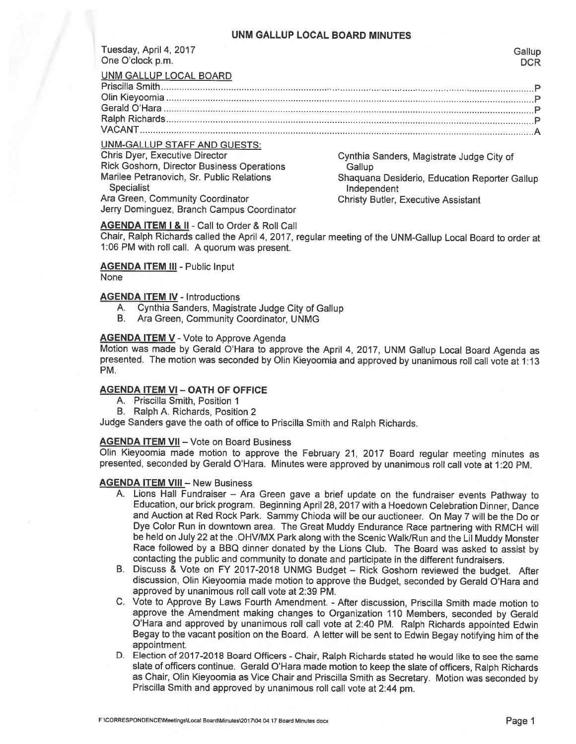# UNM GALLUP LOCAL BOARD MINUTES

Tuesday, April 4, 2017 | Gallup
One O'clock p.m. | DCR

## UNM GALLUP LOCAL BOARD

| | |
|---|---|
| Priscilla Smith | P |
| Olin Kieyoomia | P |
| Gerald O'Hara | P |
| Ralph Richards | P |
| VACANT | A |

## UNM-GALLUP STAFF AND GUESTS:

Chris Dyer, Executive Director
Rick Goshorn, Director Business Operations
Marilee Petranovich, Sr. Public Relations Specialist
Ara Green, Community Coordinator
Jerry Dominguez, Branch Campus Coordinator
Cynthia Sanders, Magistrate Judge City of Gallup
Shaquana Desiderio, Education Reporter Gallup Independent
Christy Butler, Executive Assistant

**AGENDA ITEM I & II** - Call to Order & Roll Call
Chair, Ralph Richards called the April 4, 2017, regular meeting of the UNM-Gallup Local Board to order at 1:06 PM with roll call. A quorum was present.

**AGENDA ITEM III** - Public Input
None

**AGENDA ITEM IV** - Introductions

A. Cynthia Sanders, Magistrate Judge City of Gallup
B. Ara Green, Community Coordinator, UNMG

**AGENDA ITEM V** - Vote to Approve Agenda
Motion was made by Gerald O'Hara to approve the April 4, 2017, UNM Gallup Local Board Agenda as presented. The motion was seconded by Olin Kieyoomia and approved by unanimous roll call vote at 1:13 PM.

**AGENDA ITEM VI – OATH OF OFFICE**

A. Priscilla Smith, Position 1
B. Ralph A. Richards, Position 2

Judge Sanders gave the oath of office to Priscilla Smith and Ralph Richards.

**AGENDA ITEM VII** – Vote on Board Business
Olin Kieyoomia made motion to approve the February 21, 2017 Board regular meeting minutes as presented, seconded by Gerald O'Hara. Minutes were approved by unanimous roll call vote at 1:20 PM.

**AGENDA ITEM VIII** – New Business

A. Lions Hall Fundraiser – Ara Green gave a brief update on the fundraiser events Pathway to Education, our brick program. Beginning April 28, 2017 with a Hoedown Celebration Dinner, Dance and Auction at Red Rock Park. Sammy Chioda will be our auctioneer. On May 7 will be the Do or Dye Color Run in downtown area. The Great Muddy Endurance Race partnering with RMCH will be held on July 22 at the OHV/MX Park along with the Scenic Walk/Run and the Lil Muddy Monster Race followed by a BBQ dinner donated by the Lions Club. The Board was asked to assist by contacting the public and community to donate and participate in the different fundraisers.
B. Discuss & Vote on FY 2017-2018 UNMG Budget – Rick Goshorn reviewed the budget. After discussion, Olin Kieyoomia made motion to approve the Budget, seconded by Gerald O'Hara and approved by unanimous roll call vote at 2:39 PM.
C. Vote to Approve By Laws Fourth Amendment. - After discussion, Priscilla Smith made motion to approve the Amendment making changes to Organization 110 Members, seconded by Gerald O'Hara and approved by unanimous roll call vote at 2:40 PM. Ralph Richards appointed Edwin Begay to the vacant position on the Board. A letter will be sent to Edwin Begay notifying him of the appointment.
D. Election of 2017-2018 Board Officers - Chair, Ralph Richards stated he would like to see the same slate of officers continue. Gerald O'Hara made motion to keep the slate of officers, Ralph Richards as Chair, Olin Kieyoomia as Vice Chair and Priscilla Smith as Secretary. Motion was seconded by Priscilla Smith and approved by unanimous roll call vote at 2:44 pm.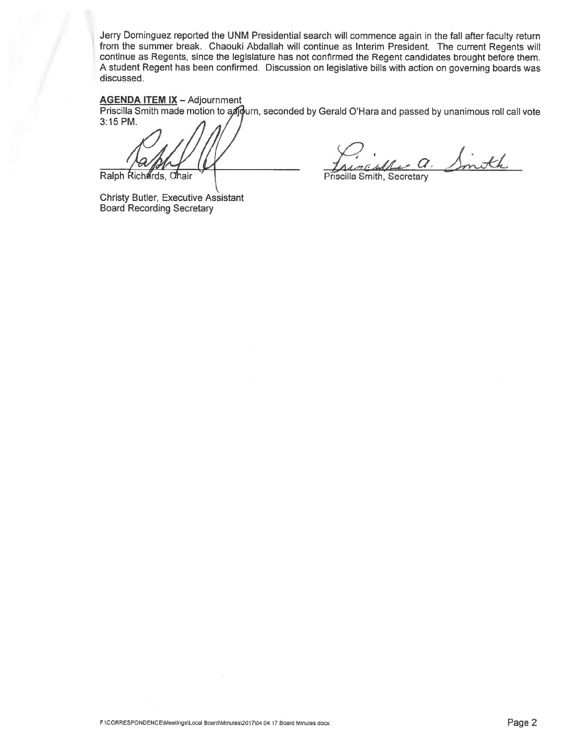Jerry Dominguez reported the UNM Presidential search will commence again in the fall after faculty return from the summer break. Chaouki Abdallah will continue as Interim President. The current Regents will continue as Regents, since the legislature has not confirmed the Regent candidates brought before them. A student Regent has been confirmed. Discussion on legislative bills with action on governing boards was discussed.

**AGENDA ITEM IX** – Adjournment

Priscilla Smith made motion to adjourn, seconded by Gerald O'Hara and passed by unanimous roll call vote 3:15 PM.

Ralph Richards, Chair

Priscilla Smith, Secretary

Christy Butler, Executive Assistant
Board Recording Secretary

F:\CORRESPONDENCE\Meetings\Local Board\Minutes\2017\04 04 17 Board Minutes.docx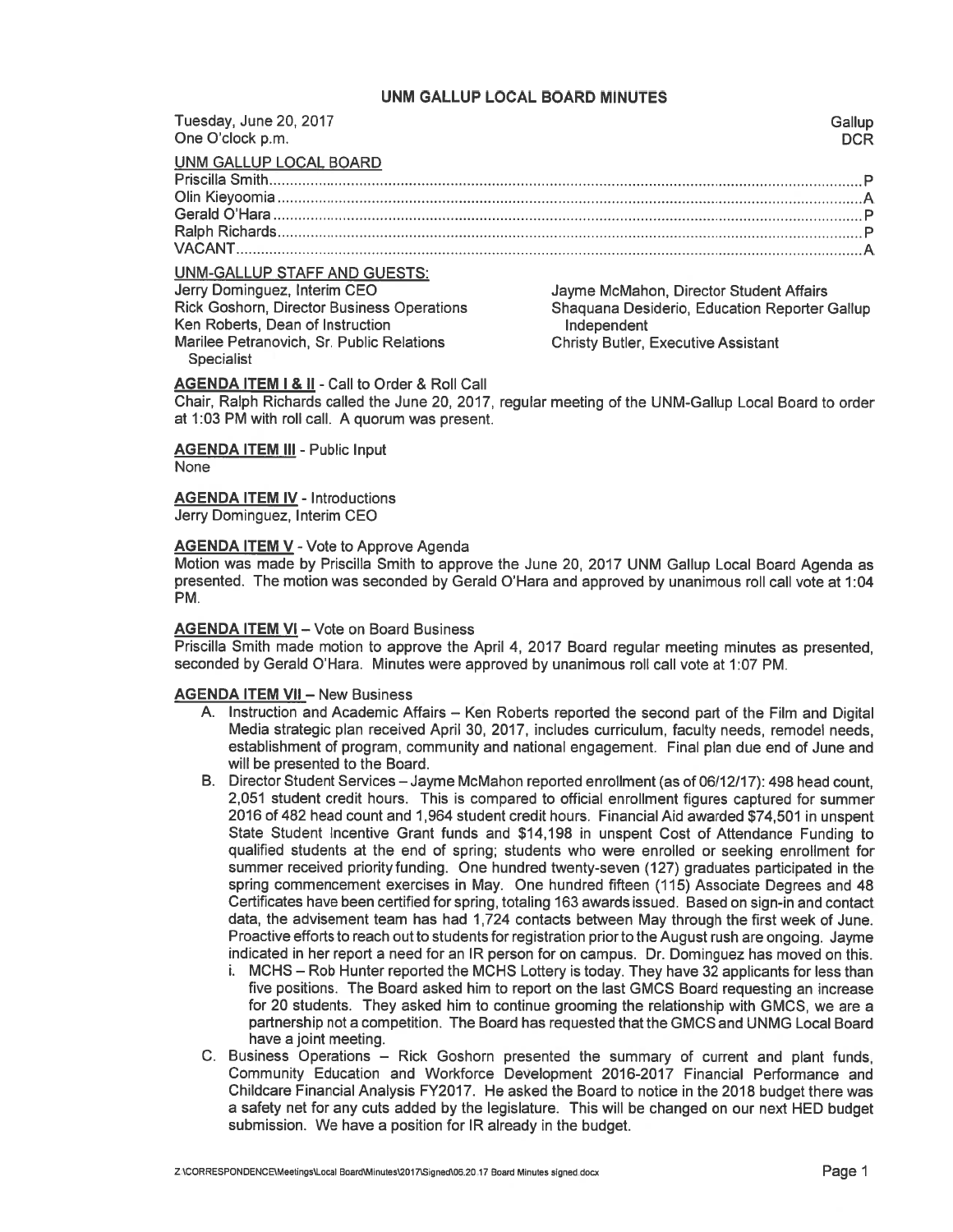# UNM GALLUP LOCAL BOARD MINUTES

Tuesday, June 20, 2017 — Gallup
One O'clock p.m. — DCR

**UNM GALLUP LOCAL BOARD**

Priscilla Smith............P
Olin Kieyoomia............A
Gerald O'Hara............P
Ralph Richards............P
VACANT............A

**UNM-GALLUP STAFF AND GUESTS:**

Jerry Dominguez, Interim CEO
Rick Goshorn, Director Business Operations
Ken Roberts, Dean of Instruction
Marilee Petranovich, Sr. Public Relations Specialist
Jayme McMahon, Director Student Affairs
Shaquana Desiderio, Education Reporter Gallup Independent
Christy Butler, Executive Assistant

**AGENDA ITEM I & II** - Call to Order & Roll Call
Chair, Ralph Richards called the June 20, 2017, regular meeting of the UNM-Gallup Local Board to order at 1:03 PM with roll call. A quorum was present.

**AGENDA ITEM III** - Public Input
None

**AGENDA ITEM IV** - Introductions
Jerry Dominguez, Interim CEO

**AGENDA ITEM V** - Vote to Approve Agenda
Motion was made by Priscilla Smith to approve the June 20, 2017 UNM Gallup Local Board Agenda as presented. The motion was seconded by Gerald O'Hara and approved by unanimous roll call vote at 1:04 PM.

**AGENDA ITEM VI** – Vote on Board Business
Priscilla Smith made motion to approve the April 4, 2017 Board regular meeting minutes as presented, seconded by Gerald O'Hara. Minutes were approved by unanimous roll call vote at 1:07 PM.

**AGENDA ITEM VII** – New Business

A. Instruction and Academic Affairs – Ken Roberts reported the second part of the Film and Digital Media strategic plan received April 30, 2017, includes curriculum, faculty needs, remodel needs, establishment of program, community and national engagement. Final plan due end of June and will be presented to the Board.

B. Director Student Services – Jayme McMahon reported enrollment (as of 06/12/17): 498 head count, 2,051 student credit hours. This is compared to official enrollment figures captured for summer 2016 of 482 head count and 1,964 student credit hours. Financial Aid awarded $74,501 in unspent State Student Incentive Grant funds and $14,198 in unspent Cost of Attendance Funding to qualified students at the end of spring; students who were enrolled or seeking enrollment for summer received priority funding. One hundred twenty-seven (127) graduates participated in the spring commencement exercises in May. One hundred fifteen (115) Associate Degrees and 48 Certificates have been certified for spring, totaling 163 awards issued. Based on sign-in and contact data, the advisement team has had 1,724 contacts between May through the first week of June. Proactive efforts to reach out to students for registration prior to the August rush are ongoing. Jayme indicated in her report a need for an IR person for on campus. Dr. Dominguez has moved on this.

   i. MCHS – Rob Hunter reported the MCHS Lottery is today. They have 32 applicants for less than five positions. The Board asked him to report on the last GMCS Board requesting an increase for 20 students. They asked him to continue grooming the relationship with GMCS, we are a partnership not a competition. The Board has requested that the GMCS and UNMG Local Board have a joint meeting.

C. Business Operations – Rick Goshorn presented the summary of current and plant funds, Community Education and Workforce Development 2016-2017 Financial Performance and Childcare Financial Analysis FY2017. He asked the Board to notice in the 2018 budget there was a safety net for any cuts added by the legislature. This will be changed on our next HED budget submission. We have a position for IR already in the budget.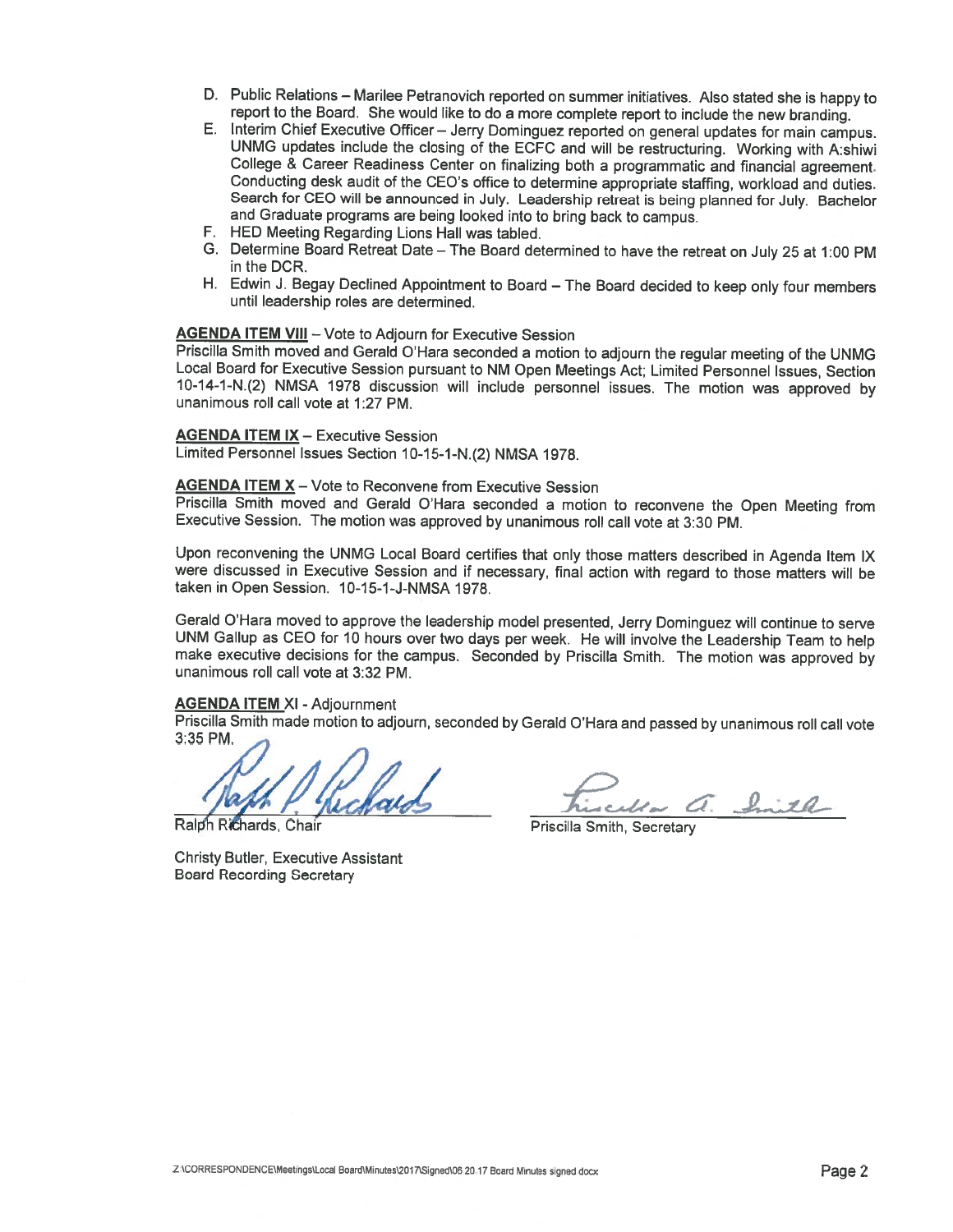D. Public Relations – Marilee Petranovich reported on summer initiatives. Also stated she is happy to report to the Board. She would like to do a more complete report to include the new branding.

E. Interim Chief Executive Officer – Jerry Dominguez reported on general updates for main campus. UNMG updates include the closing of the ECFC and will be restructuring. Working with A:shiwi College & Career Readiness Center on finalizing both a programmatic and financial agreement. Conducting desk audit of the CEO's office to determine appropriate staffing, workload and duties. Search for CEO will be announced in July. Leadership retreat is being planned for July. Bachelor and Graduate programs are being looked into to bring back to campus.

F. HED Meeting Regarding Lions Hall was tabled.

G. Determine Board Retreat Date – The Board determined to have the retreat on July 25 at 1:00 PM in the DCR.

H. Edwin J. Begay Declined Appointment to Board – The Board decided to keep only four members until leadership roles are determined.

**AGENDA ITEM VIII** – Vote to Adjourn for Executive Session

Priscilla Smith moved and Gerald O'Hara seconded a motion to adjourn the regular meeting of the UNMG Local Board for Executive Session pursuant to NM Open Meetings Act; Limited Personnel Issues, Section 10-14-1-N.(2) NMSA 1978 discussion will include personnel issues. The motion was approved by unanimous roll call vote at 1:27 PM.

**AGENDA ITEM IX** – Executive Session

Limited Personnel Issues Section 10-15-1-N.(2) NMSA 1978.

**AGENDA ITEM X** – Vote to Reconvene from Executive Session

Priscilla Smith moved and Gerald O'Hara seconded a motion to reconvene the Open Meeting from Executive Session. The motion was approved by unanimous roll call vote at 3:30 PM.

Upon reconvening the UNMG Local Board certifies that only those matters described in Agenda Item IX were discussed in Executive Session and if necessary, final action with regard to those matters will be taken in Open Session. 10-15-1-J-NMSA 1978.

Gerald O'Hara moved to approve the leadership model presented, Jerry Dominguez will continue to serve UNM Gallup as CEO for 10 hours over two days per week. He will involve the Leadership Team to help make executive decisions for the campus. Seconded by Priscilla Smith. The motion was approved by unanimous roll call vote at 3:32 PM.

**AGENDA ITEM XI** - Adjournment

Priscilla Smith made motion to adjourn, seconded by Gerald O'Hara and passed by unanimous roll call vote 3:35 PM.

Ralph Richards, Chair

Priscilla Smith, Secretary

Christy Butler, Executive Assistant
Board Recording Secretary

Z:\CORRESPONDENCE\Meetings\Local Board\Minutes\2017\Signed\06 20 17 Board Minutes signed docx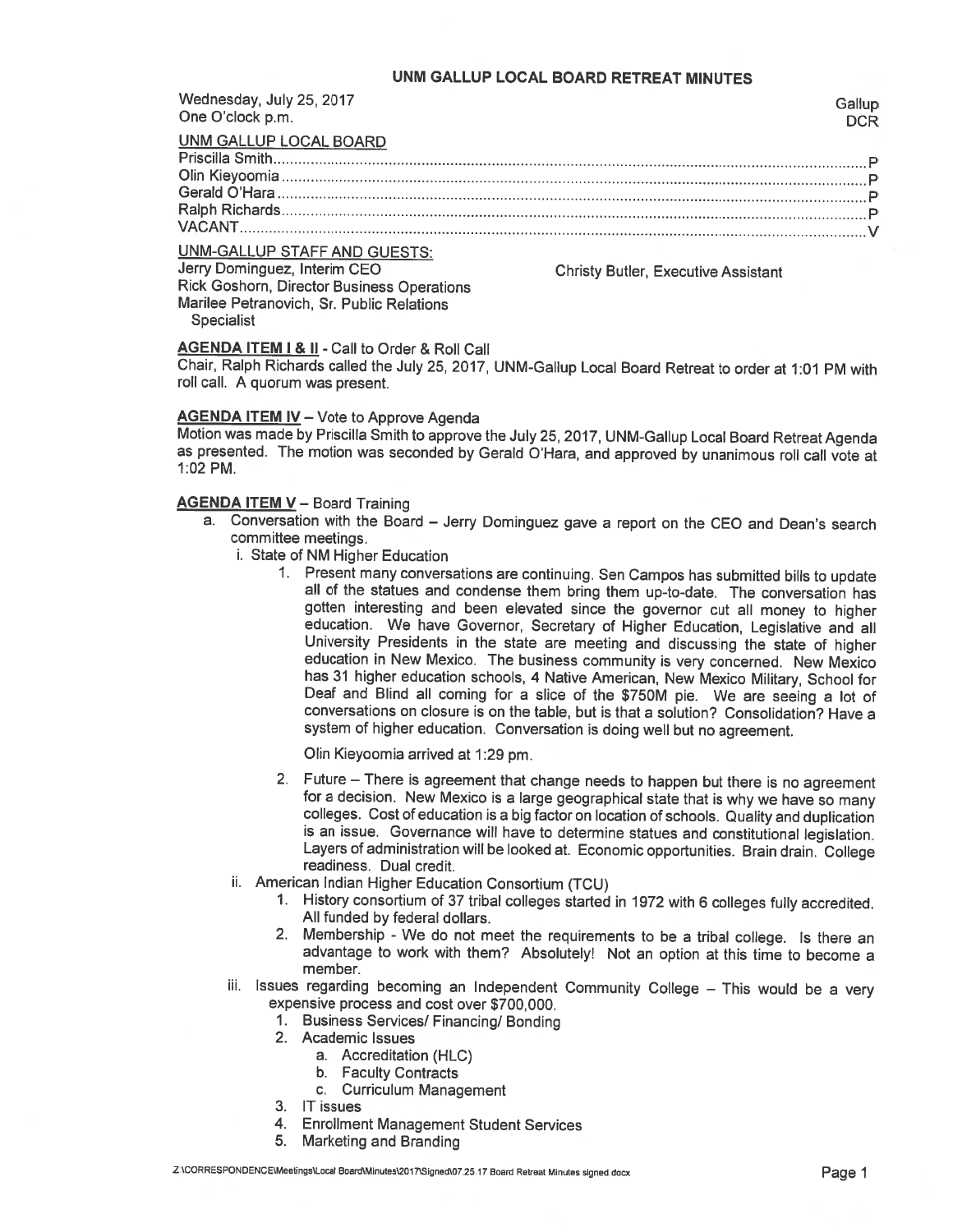# UNM GALLUP LOCAL BOARD RETREAT MINUTES

Wednesday, July 25, 2017  
One O'clock p.m.

Gallup  
DCR

**UNM GALLUP LOCAL BOARD**

Priscilla Smith............................................................P  
Olin Kieyoomia............................................................P  
Gerald O'Hara............................................................P  
Ralph Richards............................................................P  
VACANT............................................................V

**UNM-GALLUP STAFF AND GUESTS:**

Jerry Dominguez, Interim CEO  
Rick Goshorn, Director Business Operations  
Marilee Petranovich, Sr. Public Relations Specialist  
Christy Butler, Executive Assistant

**AGENDA ITEM I & II** - Call to Order & Roll Call

Chair, Ralph Richards called the July 25, 2017, UNM-Gallup Local Board Retreat to order at 1:01 PM with roll call. A quorum was present.

**AGENDA ITEM IV** – Vote to Approve Agenda

Motion was made by Priscilla Smith to approve the July 25, 2017, UNM-Gallup Local Board Retreat Agenda as presented. The motion was seconded by Gerald O'Hara, and approved by unanimous roll call vote at 1:02 PM.

**AGENDA ITEM V** – Board Training

a. Conversation with the Board – Jerry Dominguez gave a report on the CEO and Dean's search committee meetings.
   i. State of NM Higher Education
      1. Present many conversations are continuing. Sen Campos has submitted bills to update all of the statues and condense them bring them up-to-date. The conversation has gotten interesting and been elevated since the governor cut all money to higher education. We have Governor, Secretary of Higher Education, Legislative and all University Presidents in the state are meeting and discussing the state of higher education in New Mexico. The business community is very concerned. New Mexico has 31 higher education schools, 4 Native American, New Mexico Military, School for Deaf and Blind all coming for a slice of the $750M pie. We are seeing a lot of conversations on closure is on the table, but is that a solution? Consolidation? Have a system of higher education. Conversation is doing well but no agreement.

         Olin Kieyoomia arrived at 1:29 pm.

      2. Future – There is agreement that change needs to happen but there is no agreement for a decision. New Mexico is a large geographical state that is why we have so many colleges. Cost of education is a big factor on location of schools. Quality and duplication is an issue. Governance will have to determine statues and constitutional legislation. Layers of administration will be looked at. Economic opportunities. Brain drain. College readiness. Dual credit.
   ii. American Indian Higher Education Consortium (TCU)
      1. History consortium of 37 tribal colleges started in 1972 with 6 colleges fully accredited. All funded by federal dollars.
      2. Membership - We do not meet the requirements to be a tribal college. Is there an advantage to work with them? Absolutely! Not an option at this time to become a member.
   iii. Issues regarding becoming an Independent Community College – This would be a very expensive process and cost over $700,000.
      1. Business Services/ Financing/ Bonding
      2. Academic Issues
         a. Accreditation (HLC)
         b. Faculty Contracts
         c. Curriculum Management
      3. IT issues
      4. Enrollment Management Student Services
      5. Marketing and Branding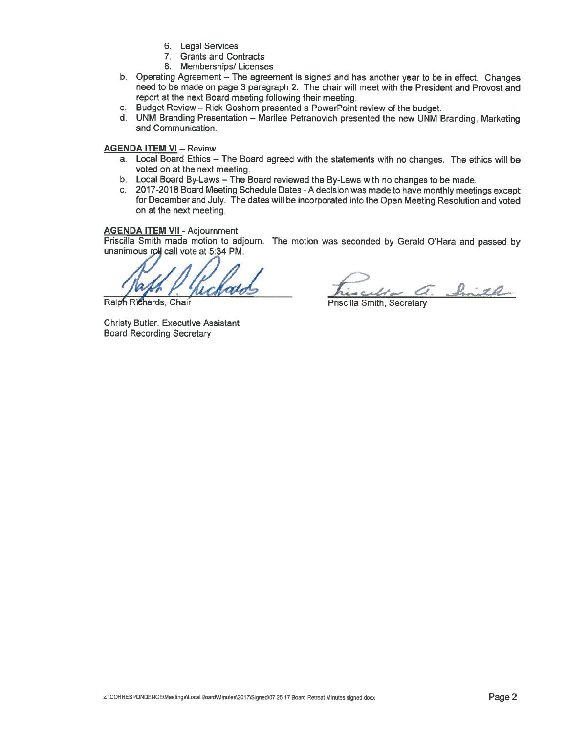6. Legal Services
7. Grants and Contracts
8. Memberships/ Licenses

b. Operating Agreement – The agreement is signed and has another year to be in effect. Changes need to be made on page 3 paragraph 2. The chair will meet with the President and Provost and report at the next Board meeting following their meeting.
c. Budget Review – Rick Goshorn presented a PowerPoint review of the budget.
d. UNM Branding Presentation – Marilee Petranovich presented the new UNM Branding, Marketing and Communication.

**AGENDA ITEM VI** – Review

a. Local Board Ethics – The Board agreed with the statements with no changes. The ethics will be voted on at the next meeting.
b. Local Board By-Laws – The Board reviewed the By-Laws with no changes to be made.
c. 2017-2018 Board Meeting Schedule Dates - A decision was made to have monthly meetings except for December and July. The dates will be incorporated into the Open Meeting Resolution and voted on at the next meeting.

**AGENDA ITEM VII** - Adjournment

Priscilla Smith made motion to adjourn. The motion was seconded by Gerald O'Hara and passed by unanimous roll call vote at 5:34 PM.

Ralph Richards, Chair

Priscilla Smith, Secretary

Christy Butler, Executive Assistant
Board Recording Secretary

Z:\CORRESPONDENCE\Meetings\Local Board\Minutes\2017\Signed\07 25 17 Board Retreat Minutes signed.docx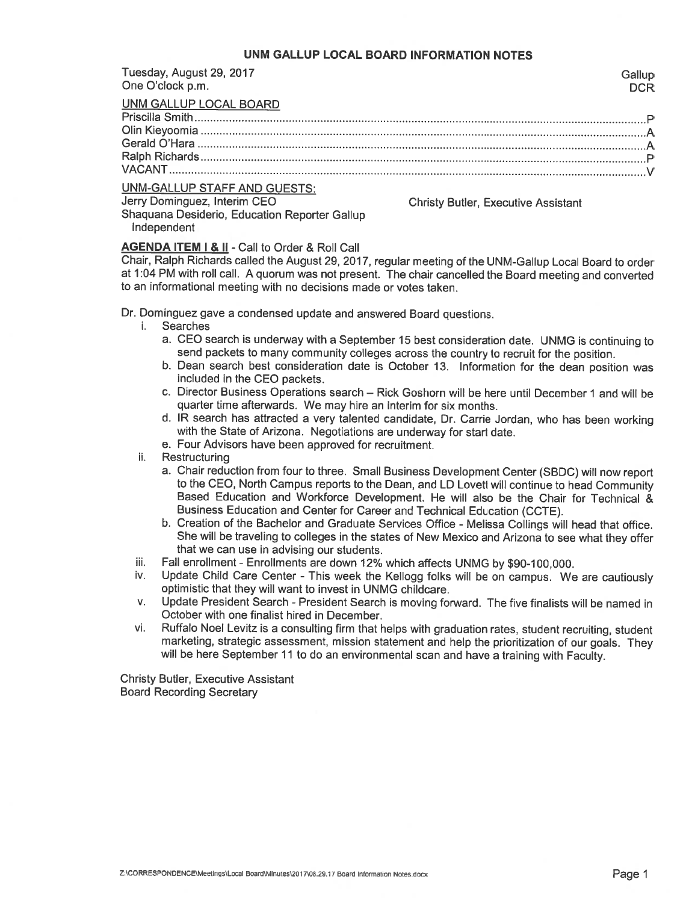# UNM GALLUP LOCAL BOARD INFORMATION NOTES

Tuesday, August 29, 2017
One O'clock p.m.

Gallup DCR

## UNM GALLUP LOCAL BOARD

| | |
|---|---|
| Priscilla Smith | P |
| Olin Kieyoomia | A |
| Gerald O'Hara | A |
| Ralph Richards | P |
| VACANT | V |

## UNM-GALLUP STAFF AND GUESTS:

Jerry Dominguez, Interim CEO
Christy Butler, Executive Assistant
Shaquana Desiderio, Education Reporter Gallup Independent

**AGENDA ITEM I & II** - Call to Order & Roll Call

Chair, Ralph Richards called the August 29, 2017, regular meeting of the UNM-Gallup Local Board to order at 1:04 PM with roll call. A quorum was not present. The chair cancelled the Board meeting and converted to an informational meeting with no decisions made or votes taken.

Dr. Dominguez gave a condensed update and answered Board questions.

i. Searches
   a. CEO search is underway with a September 15 best consideration date. UNMG is continuing to send packets to many community colleges across the country to recruit for the position.
   b. Dean search best consideration date is October 13. Information for the dean position was included in the CEO packets.
   c. Director Business Operations search – Rick Goshorn will be here until December 1 and will be quarter time afterwards. We may hire an interim for six months.
   d. IR search has attracted a very talented candidate, Dr. Carrie Jordan, who has been working with the State of Arizona. Negotiations are underway for start date.
   e. Four Advisors have been approved for recruitment.

ii. Restructuring
   a. Chair reduction from four to three. Small Business Development Center (SBDC) will now report to the CEO, North Campus reports to the Dean, and LD Lovett will continue to head Community Based Education and Workforce Development. He will also be the Chair for Technical & Business Education and Center for Career and Technical Education (CCTE).
   b. Creation of the Bachelor and Graduate Services Office - Melissa Collings will head that office. She will be traveling to colleges in the states of New Mexico and Arizona to see what they offer that we can use in advising our students.

iii. Fall enrollment - Enrollments are down 12% which affects UNMG by $90-100,000.

iv. Update Child Care Center - This week the Kellogg folks will be on campus. We are cautiously optimistic that they will want to invest in UNMG childcare.

v. Update President Search - President Search is moving forward. The five finalists will be named in October with one finalist hired in December.

vi. Ruffalo Noel Levitz is a consulting firm that helps with graduation rates, student recruiting, student marketing, strategic assessment, mission statement and help the prioritization of our goals. They will be here September 11 to do an environmental scan and have a training with Faculty.

Christy Butler, Executive Assistant
Board Recording Secretary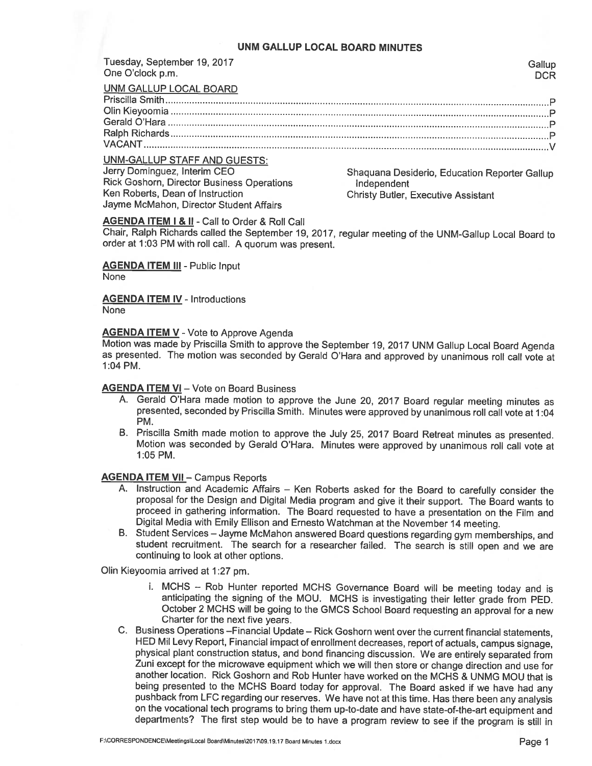# UNM GALLUP LOCAL BOARD MINUTES

Tuesday, September 19, 2017
One O'clock p.m.

Gallup
DCR

UNM GALLUP LOCAL BOARD

Priscilla Smith.....P
Olin Kieyoomia.....P
Gerald O'Hara.....P
Ralph Richards.....P
VACANT.....V

UNM-GALLUP STAFF AND GUESTS:

Jerry Dominguez, Interim CEO
Rick Goshorn, Director Business Operations
Ken Roberts, Dean of Instruction
Jayme McMahon, Director Student Affairs
Shaquana Desiderio, Education Reporter Gallup Independent
Christy Butler, Executive Assistant

**AGENDA ITEM I & II** - Call to Order & Roll Call
Chair, Ralph Richards called the September 19, 2017, regular meeting of the UNM-Gallup Local Board to order at 1:03 PM with roll call. A quorum was present.

**AGENDA ITEM III** - Public Input
None

**AGENDA ITEM IV** - Introductions
None

**AGENDA ITEM V** - Vote to Approve Agenda
Motion was made by Priscilla Smith to approve the September 19, 2017 UNM Gallup Local Board Agenda as presented. The motion was seconded by Gerald O'Hara and approved by unanimous roll call vote at 1:04 PM.

**AGENDA ITEM VI** – Vote on Board Business

A. Gerald O'Hara made motion to approve the June 20, 2017 Board regular meeting minutes as presented, seconded by Priscilla Smith. Minutes were approved by unanimous roll call vote at 1:04 PM.
B. Priscilla Smith made motion to approve the July 25, 2017 Board Retreat minutes as presented. Motion was seconded by Gerald O'Hara. Minutes were approved by unanimous roll call vote at 1:05 PM.

**AGENDA ITEM VII** – Campus Reports

A. Instruction and Academic Affairs – Ken Roberts asked for the Board to carefully consider the proposal for the Design and Digital Media program and give it their support. The Board wants to proceed in gathering information. The Board requested to have a presentation on the Film and Digital Media with Emily Ellison and Ernesto Watchman at the November 14 meeting.
B. Student Services – Jayme McMahon answered Board questions regarding gym memberships, and student recruitment. The search for a researcher failed. The search is still open and we are continuing to look at other options.

Olin Kieyoomia arrived at 1:27 pm.

i. MCHS – Rob Hunter reported MCHS Governance Board will be meeting today and is anticipating the signing of the MOU. MCHS is investigating their letter grade from PED. October 2 MCHS will be going to the GMCS School Board requesting an approval for a new Charter for the next five years.

C. Business Operations –Financial Update – Rick Goshorn went over the current financial statements, HED Mil Levy Report, Financial impact of enrollment decreases, report of actuals, campus signage, physical plant construction status, and bond financing discussion. We are entirely separated from Zuni except for the microwave equipment which we will then store or change direction and use for another location. Rick Goshorn and Rob Hunter have worked on the MCHS & UNMG MOU that is being presented to the MCHS Board today for approval. The Board asked if we have had any pushback from LFC regarding our reserves. We have not at this time. Has there been any analysis on the vocational tech programs to bring them up-to-date and have state-of-the-art equipment and departments? The first step would be to have a program review to see if the program is still in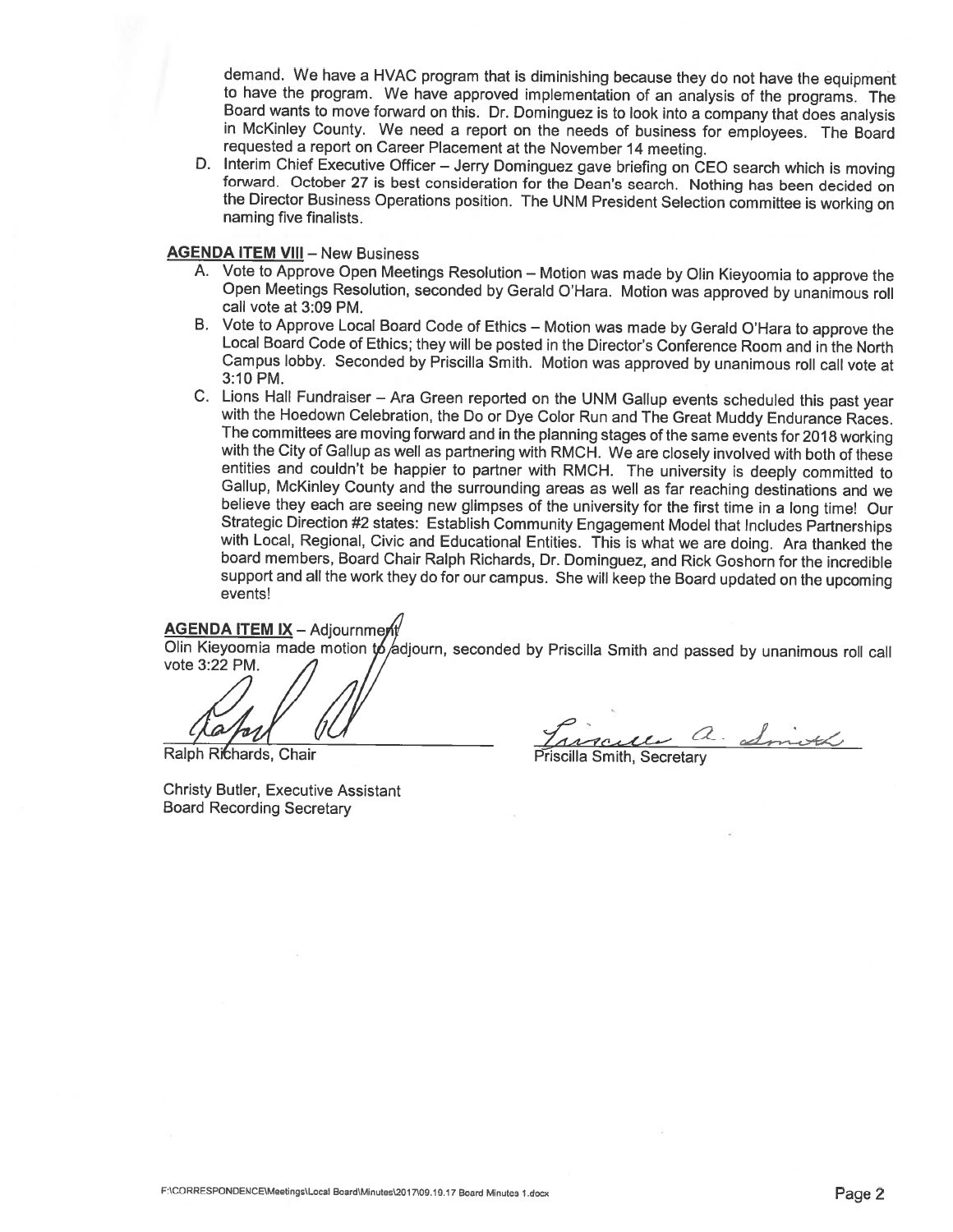demand. We have a HVAC program that is diminishing because they do not have the equipment to have the program. We have approved implementation of an analysis of the programs. The Board wants to move forward on this. Dr. Dominguez is to look into a company that does analysis in McKinley County. We need a report on the needs of business for employees. The Board requested a report on Career Placement at the November 14 meeting.

D. Interim Chief Executive Officer – Jerry Dominguez gave briefing on CEO search which is moving forward. October 27 is best consideration for the Dean's search. Nothing has been decided on the Director Business Operations position. The UNM President Selection committee is working on naming five finalists.

**AGENDA ITEM VIII** – New Business

A. Vote to Approve Open Meetings Resolution – Motion was made by Olin Kieyoomia to approve the Open Meetings Resolution, seconded by Gerald O'Hara. Motion was approved by unanimous roll call vote at 3:09 PM.

B. Vote to Approve Local Board Code of Ethics – Motion was made by Gerald O'Hara to approve the Local Board Code of Ethics; they will be posted in the Director's Conference Room and in the North Campus lobby. Seconded by Priscilla Smith. Motion was approved by unanimous roll call vote at 3:10 PM.

C. Lions Hall Fundraiser – Ara Green reported on the UNM Gallup events scheduled this past year with the Hoedown Celebration, the Do or Dye Color Run and The Great Muddy Endurance Races. The committees are moving forward and in the planning stages of the same events for 2018 working with the City of Gallup as well as partnering with RMCH. We are closely involved with both of these entities and couldn't be happier to partner with RMCH. The university is deeply committed to Gallup, McKinley County and the surrounding areas as well as far reaching destinations and we believe they each are seeing new glimpses of the university for the first time in a long time! Our Strategic Direction #2 states: Establish Community Engagement Model that Includes Partnerships with Local, Regional, Civic and Educational Entities. This is what we are doing. Ara thanked the board members, Board Chair Ralph Richards, Dr. Dominguez, and Rick Goshorn for the incredible support and all the work they do for our campus. She will keep the Board updated on the upcoming events!

**AGENDA ITEM IX** – Adjournment

Olin Kieyoomia made motion to adjourn, seconded by Priscilla Smith and passed by unanimous roll call vote 3:22 PM.

Ralph Richards, Chair

Priscilla Smith, Secretary

Christy Butler, Executive Assistant
Board Recording Secretary

F:\CORRESPONDENCE\Meetings\Local Board\Minutes\2017\09.19.17 Board Minutes 1.docx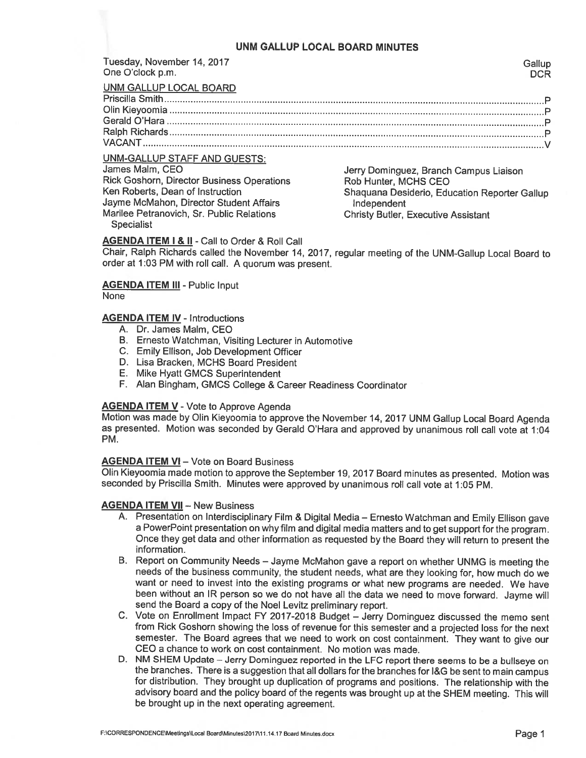# UNM GALLUP LOCAL BOARD MINUTES

Tuesday, November 14, 2017
One O'clock p.m.

Gallup
DCR

UNM GALLUP LOCAL BOARD

| | |
|---|---|
| Priscilla Smith | P |
| Olin Kieyoomia | P |
| Gerald O'Hara | P |
| Ralph Richards | P |
| VACANT | V |

UNM-GALLUP STAFF AND GUESTS:

James Malm, CEO
Rick Goshorn, Director Business Operations
Ken Roberts, Dean of Instruction
Jayme McMahon, Director Student Affairs
Marilee Petranovich, Sr. Public Relations Specialist
Jerry Dominguez, Branch Campus Liaison
Rob Hunter, MCHS CEO
Shaquana Desiderio, Education Reporter Gallup Independent
Christy Butler, Executive Assistant

**AGENDA ITEM I & II** - Call to Order & Roll Call
Chair, Ralph Richards called the November 14, 2017, regular meeting of the UNM-Gallup Local Board to order at 1:03 PM with roll call. A quorum was present.

**AGENDA ITEM III** - Public Input
None

**AGENDA ITEM IV** - Introductions

A. Dr. James Malm, CEO
B. Ernesto Watchman, Visiting Lecturer in Automotive
C. Emily Ellison, Job Development Officer
D. Lisa Bracken, MCHS Board President
E. Mike Hyatt GMCS Superintendent
F. Alan Bingham, GMCS College & Career Readiness Coordinator

**AGENDA ITEM V** - Vote to Approve Agenda
Motion was made by Olin Kieyoomia to approve the November 14, 2017 UNM Gallup Local Board Agenda as presented. Motion was seconded by Gerald O'Hara and approved by unanimous roll call vote at 1:04 PM.

**AGENDA ITEM VI** – Vote on Board Business
Olin Kieyoomia made motion to approve the September 19, 2017 Board minutes as presented. Motion was seconded by Priscilla Smith. Minutes were approved by unanimous roll call vote at 1:05 PM.

**AGENDA ITEM VII** – New Business

A. Presentation on Interdisciplinary Film & Digital Media – Ernesto Watchman and Emily Ellison gave a PowerPoint presentation on why film and digital media matters and to get support for the program. Once they get data and other information as requested by the Board they will return to present the information.
B. Report on Community Needs – Jayme McMahon gave a report on whether UNMG is meeting the needs of the business community, the student needs, what are they looking for, how much do we want or need to invest into the existing programs or what new programs are needed. We have been without an IR person so we do not have all the data we need to move forward. Jayme will send the Board a copy of the Noel Levitz preliminary report.
C. Vote on Enrollment Impact FY 2017-2018 Budget – Jerry Dominguez discussed the memo sent from Rick Goshorn showing the loss of revenue for this semester and a projected loss for the next semester. The Board agrees that we need to work on cost containment. They want to give our CEO a chance to work on cost containment. No motion was made.
D. NM SHEM Update – Jerry Dominguez reported in the LFC report there seems to be a bullseye on the branches. There is a suggestion that all dollars for the branches for I&G be sent to main campus for distribution. They brought up duplication of programs and positions. The relationship with the advisory board and the policy board of the regents was brought up at the SHEM meeting. This will be brought up in the next operating agreement.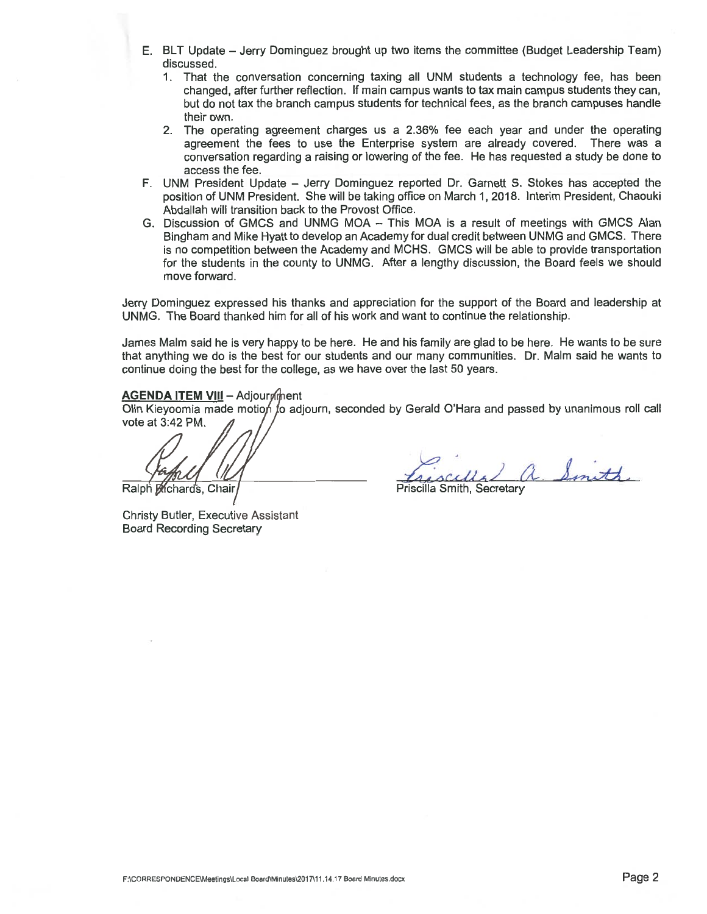E. BLT Update – Jerry Dominguez brought up two items the committee (Budget Leadership Team) discussed.
   1. That the conversation concerning taxing all UNM students a technology fee, has been changed, after further reflection. If main campus wants to tax main campus students they can, but do not tax the branch campus students for technical fees, as the branch campuses handle their own.
   2. The operating agreement charges us a 2.36% fee each year and under the operating agreement the fees to use the Enterprise system are already covered. There was a conversation regarding a raising or lowering of the fee. He has requested a study be done to access the fee.

F. UNM President Update – Jerry Dominguez reported Dr. Garnett S. Stokes has accepted the position of UNM President. She will be taking office on March 1, 2018. Interim President, Chaouki Abdallah will transition back to the Provost Office.

G. Discussion of GMCS and UNMG MOA – This MOA is a result of meetings with GMCS Alan Bingham and Mike Hyatt to develop an Academy for dual credit between UNMG and GMCS. There is no competition between the Academy and MCHS. GMCS will be able to provide transportation for the students in the county to UNMG. After a lengthy discussion, the Board feels we should move forward.

Jerry Dominguez expressed his thanks and appreciation for the support of the Board and leadership at UNMG. The Board thanked him for all of his work and want to continue the relationship.

James Malm said he is very happy to be here. He and his family are glad to be here. He wants to be sure that anything we do is the best for our students and our many communities. Dr. Malm said he wants to continue doing the best for the college, as we have over the last 50 years.

**AGENDA ITEM VIII** – Adjournment

Olin Kieyoomia made motion to adjourn, seconded by Gerald O'Hara and passed by unanimous roll call vote at 3:42 PM.

Ralph Richards, Chair

Priscilla Smith, Secretary

Christy Butler, Executive Assistant
Board Recording Secretary

F:\CORRESPONDENCE\Meetings\Local Board\Minutes\2017\11.14.17 Board Minutes.docx